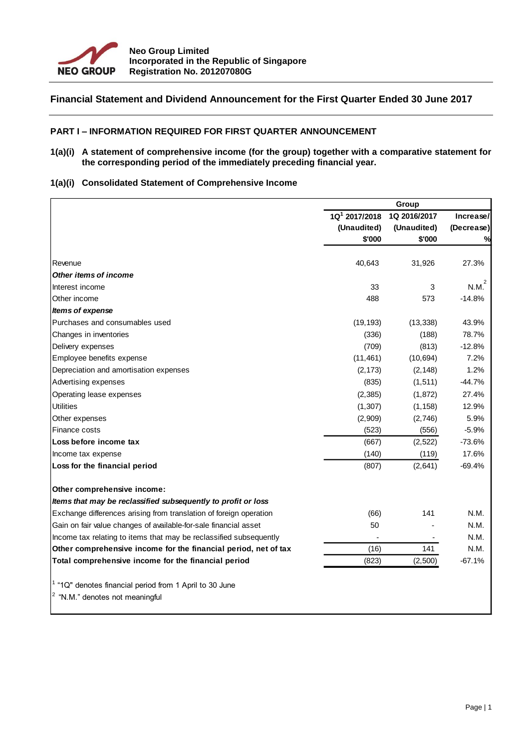Neo Group Limited
Incorporated in the Republic of Singapore
Registration No. 201207080G

# Financial Statement and Dividend Announcement for the First Quarter Ended 30 June 2017

## PART I – INFORMATION REQUIRED FOR FIRST QUARTER ANNOUNCEMENT

**1(a)(i) A statement of comprehensive income (for the group) together with a comparative statement for the corresponding period of the immediately preceding financial year.**

### 1(a)(i) Consolidated Statement of Comprehensive Income

| | Group | | |
|---|---|---|---|
| | 1Q[1] 2017/2018 (Unaudited) $'000 | 1Q 2016/2017 (Unaudited) $'000 | Increase/ (Decrease) % |
| Revenue | 40,643 | 31,926 | 27.3% |
| ***Other items of income*** | | | |
| Interest income | 33 | 3 | N.M.[2] |
| Other income | 488 | 573 | -14.8% |
| ***Items of expense*** | | | |
| Purchases and consumables used | (19,193) | (13,338) | 43.9% |
| Changes in inventories | (336) | (188) | 78.7% |
| Delivery expenses | (709) | (813) | -12.8% |
| Employee benefits expense | (11,461) | (10,694) | 7.2% |
| Depreciation and amortisation expenses | (2,173) | (2,148) | 1.2% |
| Advertising expenses | (835) | (1,511) | -44.7% |
| Operating lease expenses | (2,385) | (1,872) | 27.4% |
| Utilities | (1,307) | (1,158) | 12.9% |
| Other expenses | (2,909) | (2,746) | 5.9% |
| Finance costs | (523) | (556) | -5.9% |
| **Loss before income tax** | (667) | (2,522) | -73.6% |
| Income tax expense | (140) | (119) | 17.6% |
| **Loss for the financial period** | (807) | (2,641) | -69.4% |
| | | | |
| **Other comprehensive income:** | | | |
| ***Items that may be reclassified subsequently to profit or loss*** | | | |
| Exchange differences arising from translation of foreign operation | (66) | 141 | N.M. |
| Gain on fair value changes of available-for-sale financial asset | 50 | - | N.M. |
| Income tax relating to items that may be reclassified subsequently | - | - | N.M. |
| **Other comprehensive income for the financial period, net of tax** | (16) | 141 | N.M. |
| **Total comprehensive income for the financial period** | (823) | (2,500) | -67.1% |

[1] "1Q" denotes financial period from 1 April to 30 June

[2] "N.M." denotes not meaningful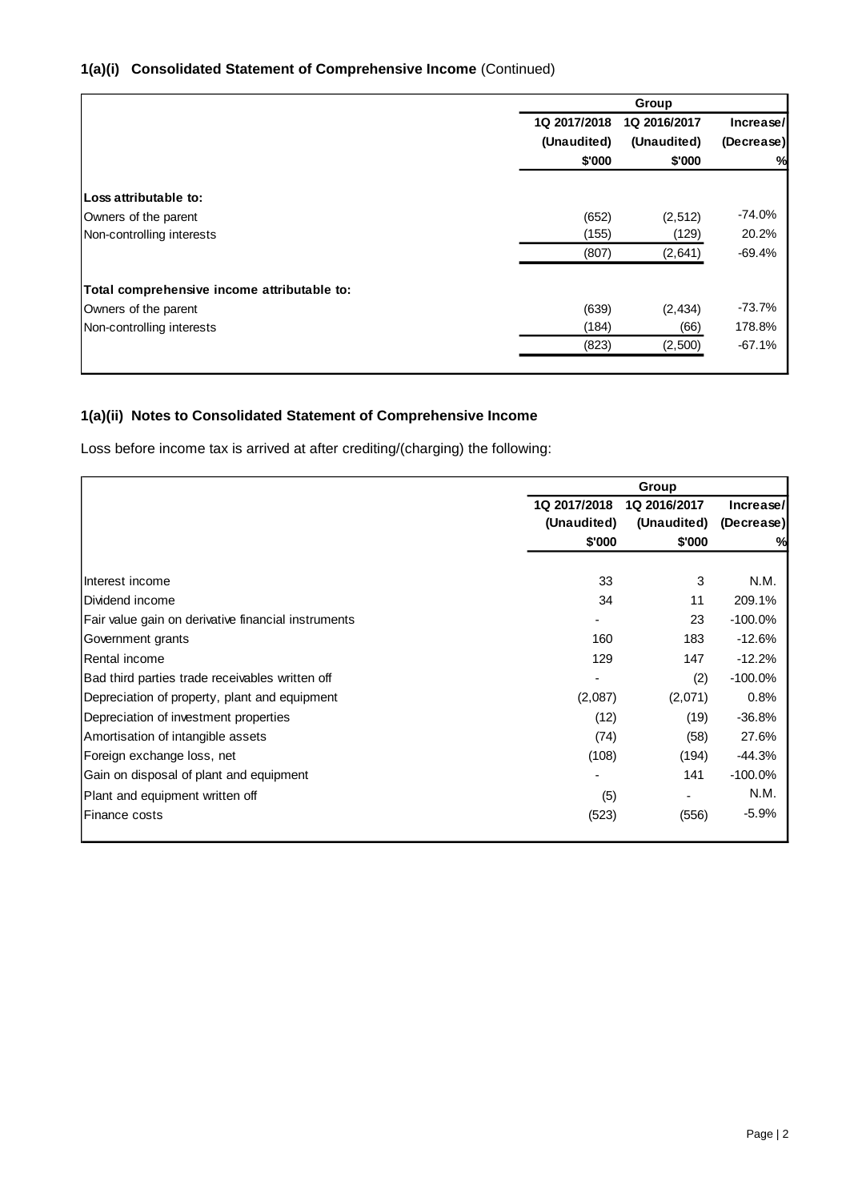### 1(a)(i) Consolidated Statement of Comprehensive Income (Continued)

| | Group | | |
|---|---|---|---|
| | 1Q 2017/2018 (Unaudited) $'000 | 1Q 2016/2017 (Unaudited) $'000 | Increase/ (Decrease) % |
| **Loss attributable to:** | | | |
| Owners of the parent | (652) | (2,512) | -74.0% |
| Non-controlling interests | (155) | (129) | 20.2% |
| | (807) | (2,641) | -69.4% |
| **Total comprehensive income attributable to:** | | | |
| Owners of the parent | (639) | (2,434) | -73.7% |
| Non-controlling interests | (184) | (66) | 178.8% |
| | (823) | (2,500) | -67.1% |

### 1(a)(ii) Notes to Consolidated Statement of Comprehensive Income

Loss before income tax is arrived at after crediting/(charging) the following:

| | Group | | |
|---|---|---|---|
| | 1Q 2017/2018 (Unaudited) $'000 | 1Q 2016/2017 (Unaudited) $'000 | Increase/ (Decrease) % |
| Interest income | 33 | 3 | N.M. |
| Dividend income | 34 | 11 | 209.1% |
| Fair value gain on derivative financial instruments | - | 23 | -100.0% |
| Government grants | 160 | 183 | -12.6% |
| Rental income | 129 | 147 | -12.2% |
| Bad third parties trade receivables written off | - | (2) | -100.0% |
| Depreciation of property, plant and equipment | (2,087) | (2,071) | 0.8% |
| Depreciation of investment properties | (12) | (19) | -36.8% |
| Amortisation of intangible assets | (74) | (58) | 27.6% |
| Foreign exchange loss, net | (108) | (194) | -44.3% |
| Gain on disposal of plant and equipment | - | 141 | -100.0% |
| Plant and equipment written off | (5) | - | N.M. |
| Finance costs | (523) | (556) | -5.9% |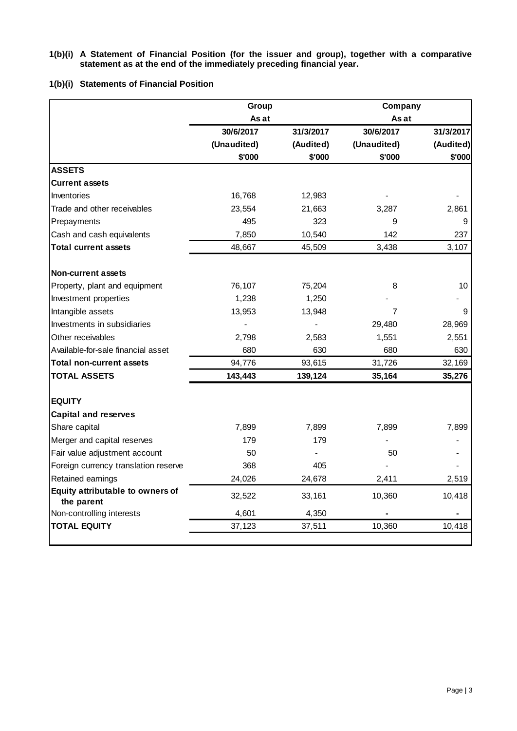**1(b)(i) A Statement of Financial Position (for the issuer and group), together with a comparative statement as at the end of the immediately preceding financial year.**

**1(b)(i) Statements of Financial Position**

| | Group | | Company | |
|---|---|---|---|---|
| | As at | | As at | |
| | 30/6/2017 | 31/3/2017 | 30/6/2017 | 31/3/2017 |
| | (Unaudited) | (Audited) | (Unaudited) | (Audited) |
| | $'000 | $'000 | $'000 | $'000 |
| **ASSETS** | | | | |
| **Current assets** | | | | |
| Inventories | 16,768 | 12,983 | - | - |
| Trade and other receivables | 23,554 | 21,663 | 3,287 | 2,861 |
| Prepayments | 495 | 323 | 9 | 9 |
| Cash and cash equivalents | 7,850 | 10,540 | 142 | 237 |
| **Total current assets** | 48,667 | 45,509 | 3,438 | 3,107 |
| | | | | |
| **Non-current assets** | | | | |
| Property, plant and equipment | 76,107 | 75,204 | 8 | 10 |
| Investment properties | 1,238 | 1,250 | - | - |
| Intangible assets | 13,953 | 13,948 | 7 | 9 |
| Investments in subsidiaries | - | - | 29,480 | 28,969 |
| Other receivables | 2,798 | 2,583 | 1,551 | 2,551 |
| Available-for-sale financial asset | 680 | 630 | 680 | 630 |
| **Total non-current assets** | 94,776 | 93,615 | 31,726 | 32,169 |
| **TOTAL ASSETS** | **143,443** | **139,124** | **35,164** | **35,276** |
| | | | | |
| **EQUITY** | | | | |
| **Capital and reserves** | | | | |
| Share capital | 7,899 | 7,899 | 7,899 | 7,899 |
| Merger and capital reserves | 179 | 179 | - | - |
| Fair value adjustment account | 50 | - | 50 | - |
| Foreign currency translation reserve | 368 | 405 | - | - |
| Retained earnings | 24,026 | 24,678 | 2,411 | 2,519 |
| **Equity attributable to owners of the parent** | 32,522 | 33,161 | 10,360 | 10,418 |
| Non-controlling interests | 4,601 | 4,350 | - | - |
| **TOTAL EQUITY** | 37,123 | 37,511 | 10,360 | 10,418 |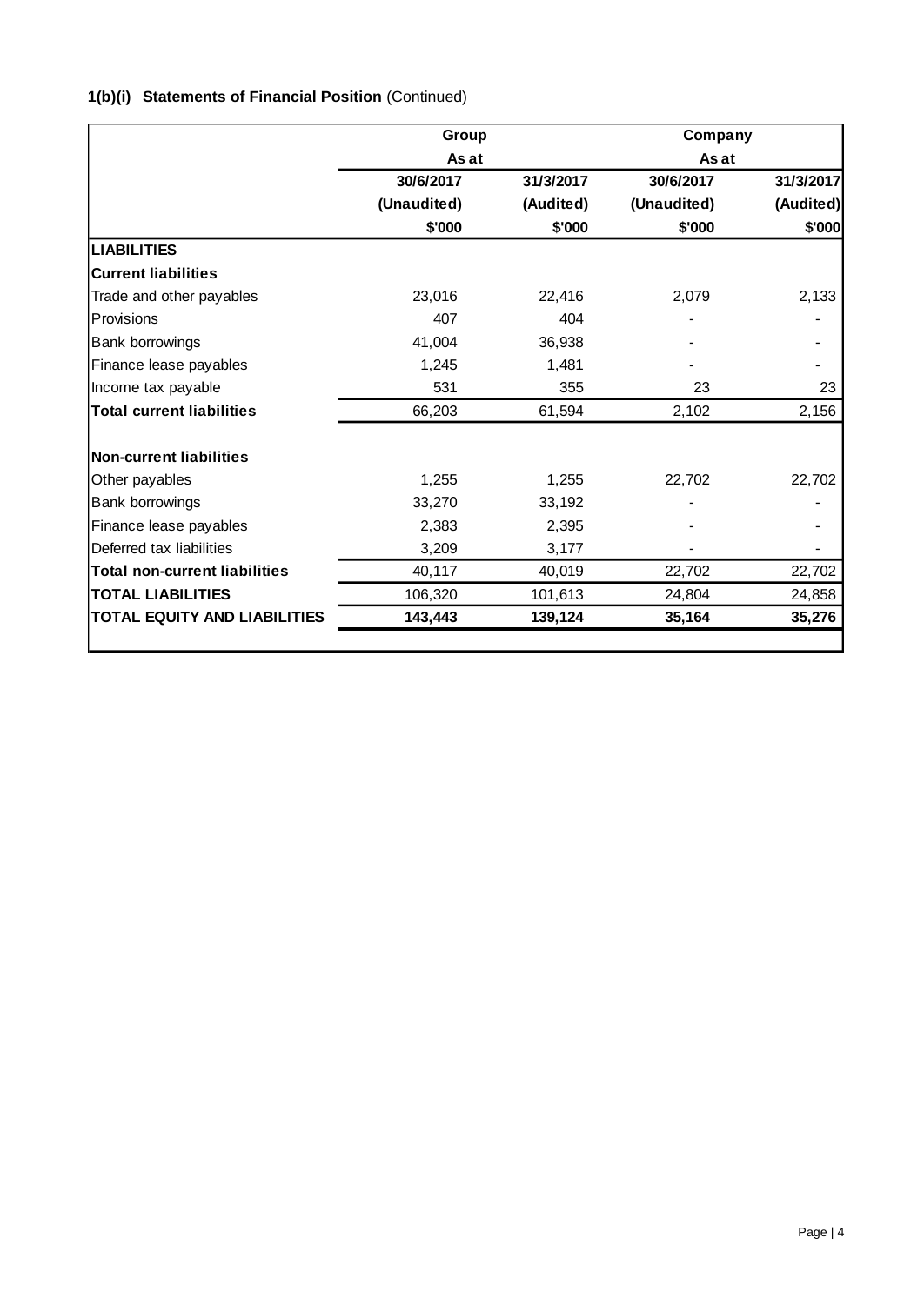### 1(b)(i) Statements of Financial Position (Continued)

| | Group | | Company | |
|---|---|---|---|---|
| | As at | | As at | |
| | 30/6/2017 | 31/3/2017 | 30/6/2017 | 31/3/2017 |
| | (Unaudited) | (Audited) | (Unaudited) | (Audited) |
| | $'000 | $'000 | $'000 | $'000 |
| **LIABILITIES** | | | | |
| **Current liabilities** | | | | |
| Trade and other payables | 23,016 | 22,416 | 2,079 | 2,133 |
| Provisions | 407 | 404 | - | - |
| Bank borrowings | 41,004 | 36,938 | - | - |
| Finance lease payables | 1,245 | 1,481 | - | - |
| Income tax payable | 531 | 355 | 23 | 23 |
| **Total current liabilities** | 66,203 | 61,594 | 2,102 | 2,156 |
| | | | | |
| **Non-current liabilities** | | | | |
| Other payables | 1,255 | 1,255 | 22,702 | 22,702 |
| Bank borrowings | 33,270 | 33,192 | - | - |
| Finance lease payables | 2,383 | 2,395 | - | - |
| Deferred tax liabilities | 3,209 | 3,177 | - | - |
| **Total non-current liabilities** | 40,117 | 40,019 | 22,702 | 22,702 |
| **TOTAL LIABILITIES** | 106,320 | 101,613 | 24,804 | 24,858 |
| **TOTAL EQUITY AND LIABILITIES** | **143,443** | **139,124** | **35,164** | **35,276** |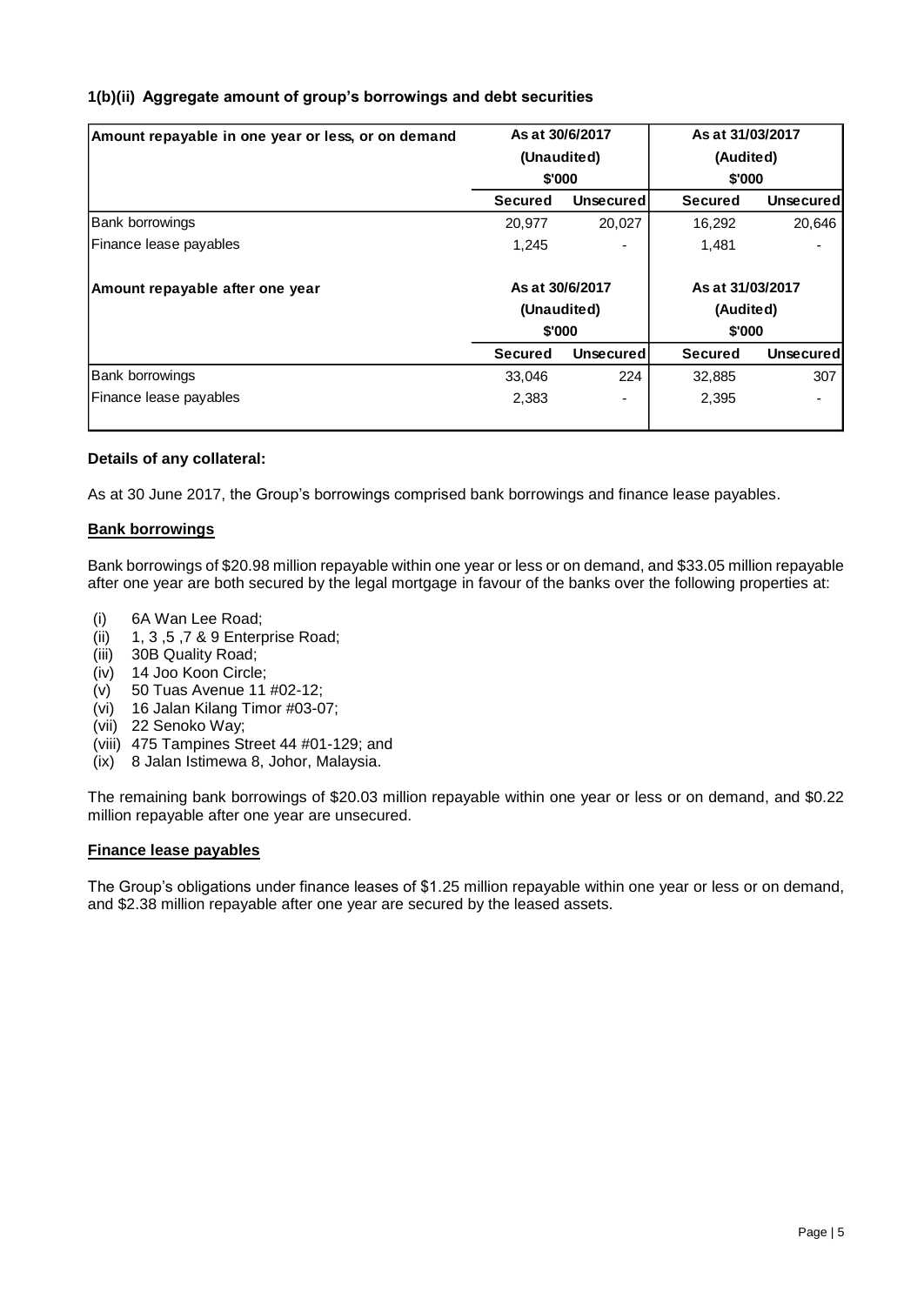**1(b)(ii) Aggregate amount of group's borrowings and debt securities**

| Amount repayable in one year or less, or on demand | As at 30/6/2017 (Unaudited) $'000 | | As at 31/03/2017 (Audited) $'000 | |
|---|---|---|---|---|
| | Secured | Unsecured | Secured | Unsecured |
| Bank borrowings | 20,977 | 20,027 | 16,292 | 20,646 |
| Finance lease payables | 1,245 | - | 1,481 | - |
| **Amount repayable after one year** | **As at 30/6/2017 (Unaudited) $'000** | | **As at 31/03/2017 (Audited) $'000** | |
| | Secured | Unsecured | Secured | Unsecured |
| Bank borrowings | 33,046 | 224 | 32,885 | 307 |
| Finance lease payables | 2,383 | - | 2,395 | - |

**Details of any collateral:**

As at 30 June 2017, the Group's borrowings comprised bank borrowings and finance lease payables.

**Bank borrowings**

Bank borrowings of $20.98 million repayable within one year or less or on demand, and $33.05 million repayable after one year are both secured by the legal mortgage in favour of the banks over the following properties at:

(i) 6A Wan Lee Road;
(ii) 1, 3 ,5 ,7 & 9 Enterprise Road;
(iii) 30B Quality Road;
(iv) 14 Joo Koon Circle;
(v) 50 Tuas Avenue 11 #02-12;
(vi) 16 Jalan Kilang Timor #03-07;
(vii) 22 Senoko Way;
(viii) 475 Tampines Street 44 #01-129; and
(ix) 8 Jalan Istimewa 8, Johor, Malaysia.

The remaining bank borrowings of $20.03 million repayable within one year or less or on demand, and $0.22 million repayable after one year are unsecured.

**Finance lease payables**

The Group's obligations under finance leases of $1.25 million repayable within one year or less or on demand, and $2.38 million repayable after one year are secured by the leased assets.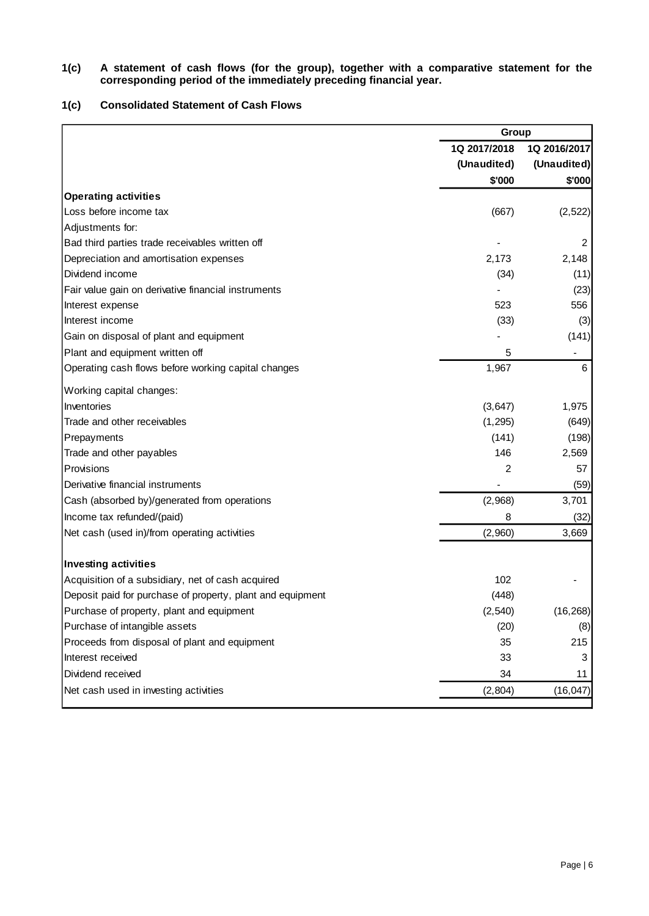**1(c) A statement of cash flows (for the group), together with a comparative statement for the corresponding period of the immediately preceding financial year.**

**1(c) Consolidated Statement of Cash Flows**

| | Group | |
|---|---|---|
| | 1Q 2017/2018 (Unaudited) | 1Q 2016/2017 (Unaudited) |
| | $'000 | $'000 |
| **Operating activities** | | |
| Loss before income tax | (667) | (2,522) |
| Adjustments for: | | |
| Bad third parties trade receivables written off | - | 2 |
| Depreciation and amortisation expenses | 2,173 | 2,148 |
| Dividend income | (34) | (11) |
| Fair value gain on derivative financial instruments | - | (23) |
| Interest expense | 523 | 556 |
| Interest income | (33) | (3) |
| Gain on disposal of plant and equipment | - | (141) |
| Plant and equipment written off | 5 | - |
| Operating cash flows before working capital changes | 1,967 | 6 |
| Working capital changes: | | |
| Inventories | (3,647) | 1,975 |
| Trade and other receivables | (1,295) | (649) |
| Prepayments | (141) | (198) |
| Trade and other payables | 146 | 2,569 |
| Provisions | 2 | 57 |
| Derivative financial instruments | - | (59) |
| Cash (absorbed by)/generated from operations | (2,968) | 3,701 |
| Income tax refunded/(paid) | 8 | (32) |
| Net cash (used in)/from operating activities | (2,960) | 3,669 |
| **Investing activities** | | |
| Acquisition of a subsidiary, net of cash acquired | 102 | - |
| Deposit paid for purchase of property, plant and equipment | (448) | |
| Purchase of property, plant and equipment | (2,540) | (16,268) |
| Purchase of intangible assets | (20) | (8) |
| Proceeds from disposal of plant and equipment | 35 | 215 |
| Interest received | 33 | 3 |
| Dividend received | 34 | 11 |
| Net cash used in investing activities | (2,804) | (16,047) |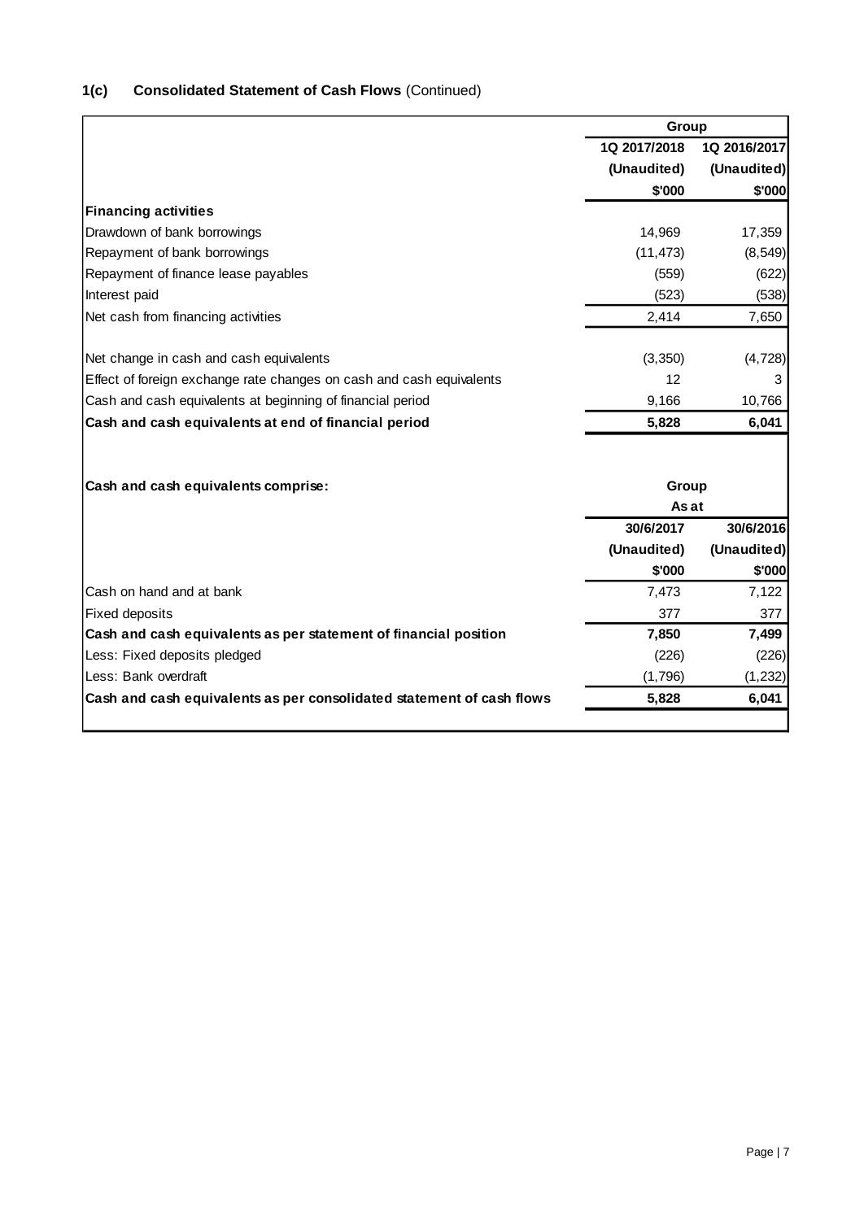## 1(c) Consolidated Statement of Cash Flows (Continued)

| | Group | |
|---|---|---|
| | 1Q 2017/2018 | 1Q 2016/2017 |
| | (Unaudited) | (Unaudited) |
| | $'000 | $'000 |
| **Financing activities** | | |
| Drawdown of bank borrowings | 14,969 | 17,359 |
| Repayment of bank borrowings | (11,473) | (8,549) |
| Repayment of finance lease payables | (559) | (622) |
| Interest paid | (523) | (538) |
| Net cash from financing activities | 2,414 | 7,650 |
| | | |
| Net change in cash and cash equivalents | (3,350) | (4,728) |
| Effect of foreign exchange rate changes on cash and cash equivalents | 12 | 3 |
| Cash and cash equivalents at beginning of financial period | 9,166 | 10,766 |
| **Cash and cash equivalents at end of financial period** | **5,828** | **6,041** |

| **Cash and cash equivalents comprise:** | Group | |
|---|---|---|
| | As at | |
| | 30/6/2017 | 30/6/2016 |
| | (Unaudited) | (Unaudited) |
| | $'000 | $'000 |
| Cash on hand and at bank | 7,473 | 7,122 |
| Fixed deposits | 377 | 377 |
| **Cash and cash equivalents as per statement of financial position** | **7,850** | **7,499** |
| Less: Fixed deposits pledged | (226) | (226) |
| Less: Bank overdraft | (1,796) | (1,232) |
| **Cash and cash equivalents as per consolidated statement of cash flows** | **5,828** | **6,041** |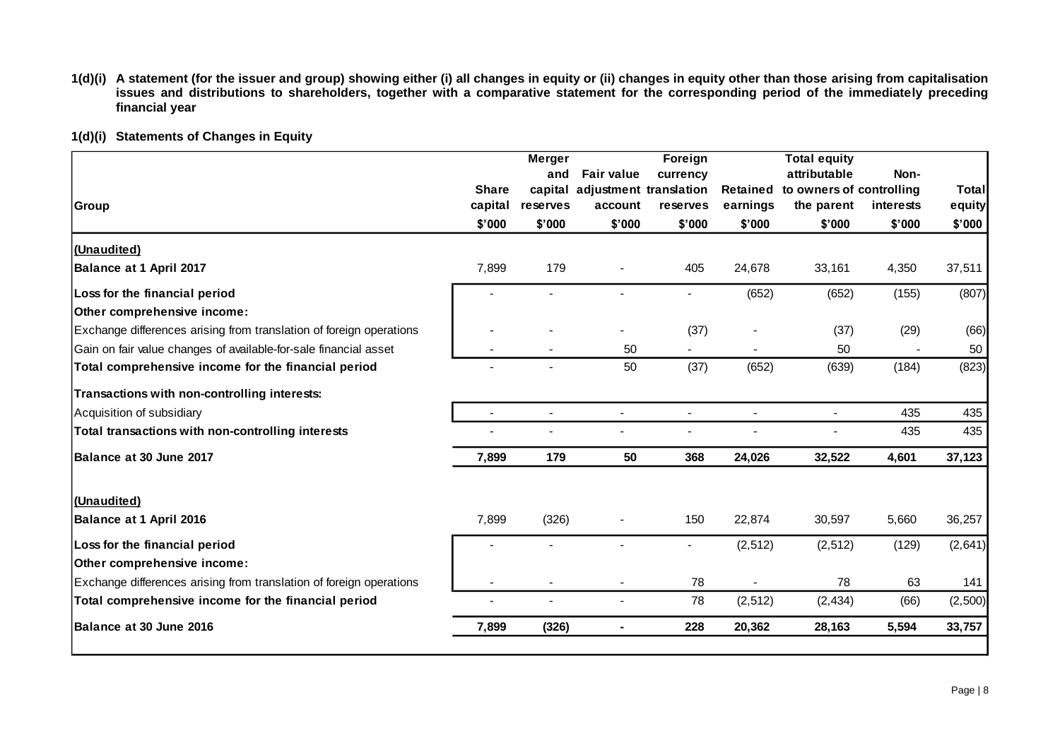**1(d)(i) A statement (for the issuer and group) showing either (i) all changes in equity or (ii) changes in equity other than those arising from capitalisation issues and distributions to shareholders, together with a comparative statement for the corresponding period of the immediately preceding financial year**

**1(d)(i) Statements of Changes in Equity**

| Group | Share capital | Merger and capital reserves | Fair value adjustment account | Foreign currency translation reserves | Retained earnings | Total equity attributable to owners of the parent | Non-controlling interests | Total equity |
|---|---|---|---|---|---|---|---|---|
| | $'000 | $'000 | $'000 | $'000 | $'000 | $'000 | $'000 | $'000 |
| **(Unaudited)** | | | | | | | | |
| **Balance at 1 April 2017** | 7,899 | 179 | - | 405 | 24,678 | 33,161 | 4,350 | 37,511 |
| **Loss for the financial period** | - | - | - | - | (652) | (652) | (155) | (807) |
| **Other comprehensive income:** | | | | | | | | |
| Exchange differences arising from translation of foreign operations | - | - | - | (37) | - | (37) | (29) | (66) |
| Gain on fair value changes of available-for-sale financial asset | - | - | 50 | - | - | 50 | - | 50 |
| **Total comprehensive income for the financial period** | - | - | 50 | (37) | (652) | (639) | (184) | (823) |
| **Transactions with non-controlling interests:** | | | | | | | | |
| Acquisition of subsidiary | - | - | - | - | - | - | 435 | 435 |
| **Total transactions with non-controlling interests** | - | - | - | - | - | - | 435 | 435 |
| **Balance at 30 June 2017** | **7,899** | **179** | **50** | **368** | **24,026** | **32,522** | **4,601** | **37,123** |
| **(Unaudited)** | | | | | | | | |
| **Balance at 1 April 2016** | 7,899 | (326) | - | 150 | 22,874 | 30,597 | 5,660 | 36,257 |
| **Loss for the financial period** | - | - | - | - | (2,512) | (2,512) | (129) | (2,641) |
| **Other comprehensive income:** | | | | | | | | |
| Exchange differences arising from translation of foreign operations | - | - | - | 78 | - | 78 | 63 | 141 |
| **Total comprehensive income for the financial period** | - | - | - | 78 | (2,512) | (2,434) | (66) | (2,500) |
| **Balance at 30 June 2016** | **7,899** | **(326)** | **-** | **228** | **20,362** | **28,163** | **5,594** | **33,757** |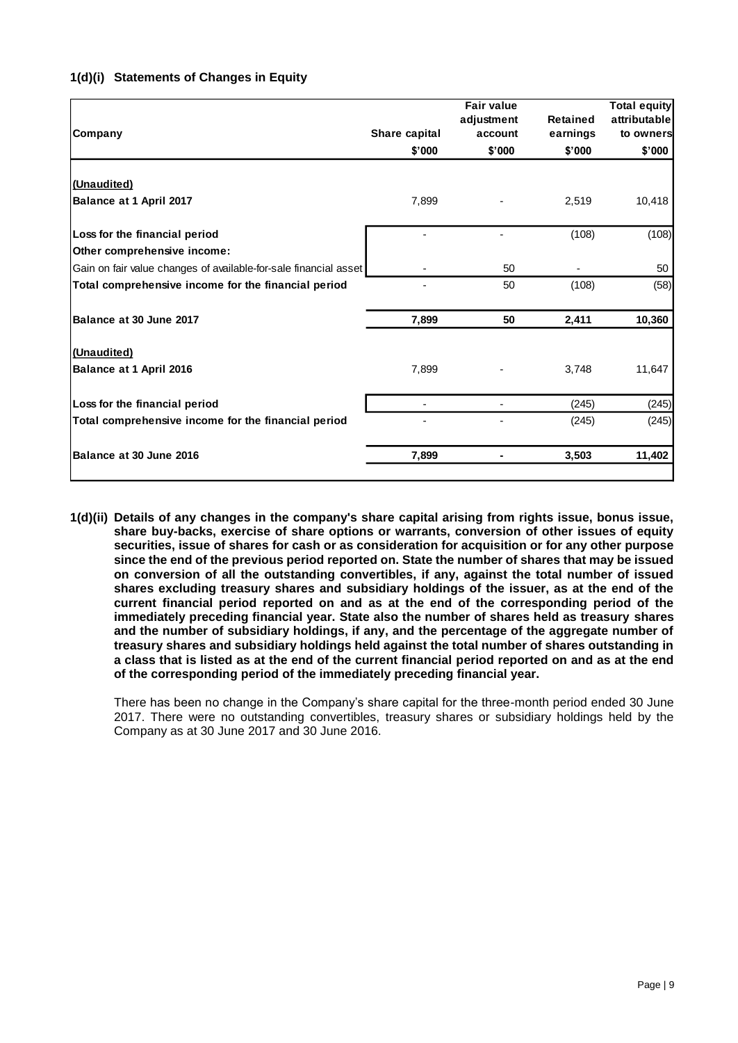### 1(d)(i) Statements of Changes in Equity

| Company | Share capital | Fair value adjustment account | Retained earnings | Total equity attributable to owners |
|---|---|---|---|---|
| | $'000 | $'000 | $'000 | $'000 |
| **(Unaudited)** | | | | |
| **Balance at 1 April 2017** | 7,899 | - | 2,519 | 10,418 |
| **Loss for the financial period** | - | - | (108) | (108) |
| **Other comprehensive income:** | | | | |
| Gain on fair value changes of available-for-sale financial asset | - | 50 | - | 50 |
| **Total comprehensive income for the financial period** | - | 50 | (108) | (58) |
| **Balance at 30 June 2017** | **7,899** | **50** | **2,411** | **10,360** |
| **(Unaudited)** | | | | |
| **Balance at 1 April 2016** | 7,899 | - | 3,748 | 11,647 |
| **Loss for the financial period** | - | - | (245) | (245) |
| **Total comprehensive income for the financial period** | - | - | (245) | (245) |
| **Balance at 30 June 2016** | **7,899** | **-** | **3,503** | **11,402** |

**1(d)(ii) Details of any changes in the company's share capital arising from rights issue, bonus issue, share buy-backs, exercise of share options or warrants, conversion of other issues of equity securities, issue of shares for cash or as consideration for acquisition or for any other purpose since the end of the previous period reported on. State the number of shares that may be issued on conversion of all the outstanding convertibles, if any, against the total number of issued shares excluding treasury shares and subsidiary holdings of the issuer, as at the end of the current financial period reported on and as at the end of the corresponding period of the immediately preceding financial year. State also the number of shares held as treasury shares and the number of subsidiary holdings, if any, and the percentage of the aggregate number of treasury shares and subsidiary holdings held against the total number of shares outstanding in a class that is listed as at the end of the current financial period reported on and as at the end of the corresponding period of the immediately preceding financial year.**

There has been no change in the Company's share capital for the three-month period ended 30 June 2017. There were no outstanding convertibles, treasury shares or subsidiary holdings held by the Company as at 30 June 2017 and 30 June 2016.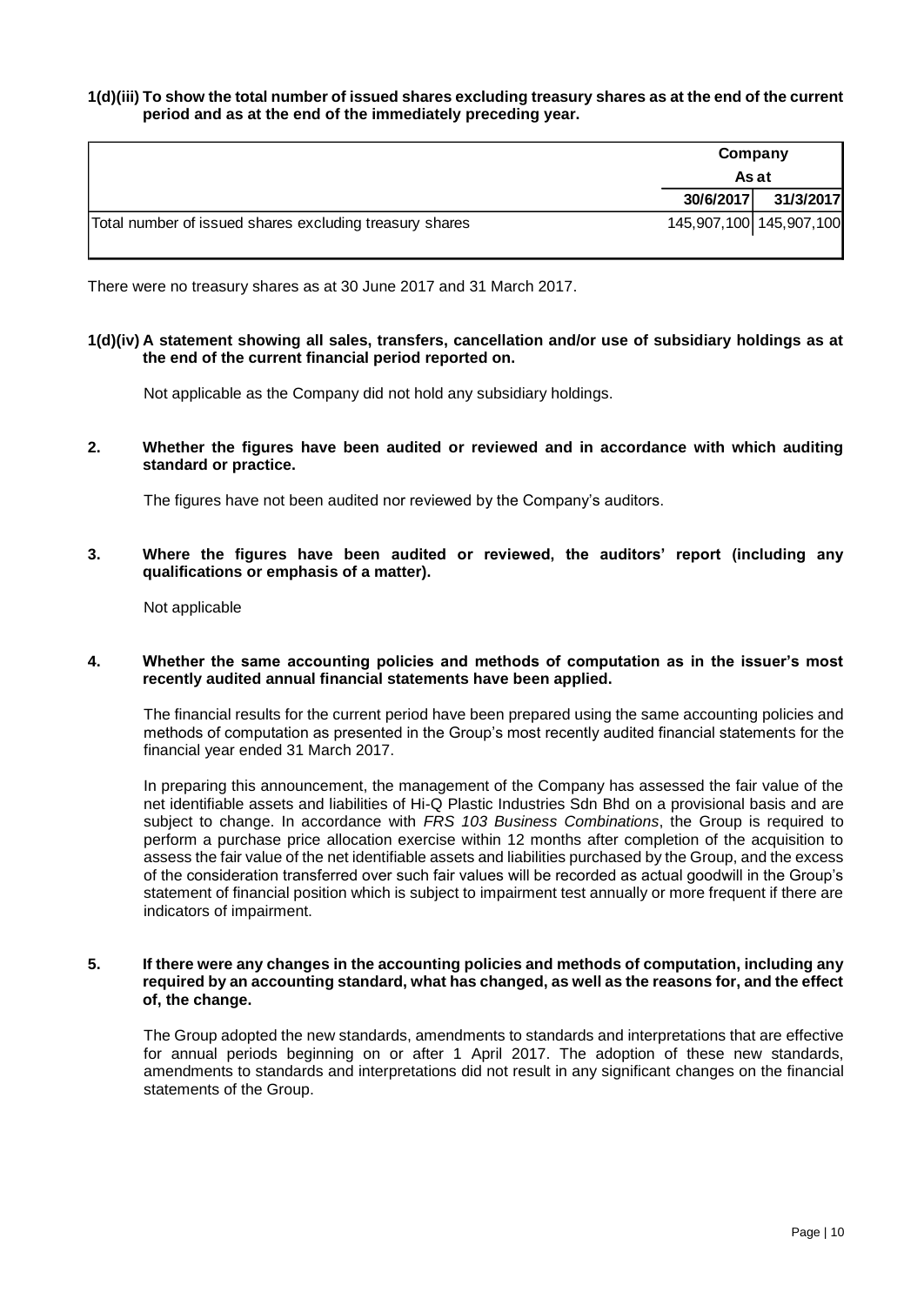**1(d)(iii) To show the total number of issued shares excluding treasury shares as at the end of the current period and as at the end of the immediately preceding year.**

| | Company | |
|---|---|---|
| | As at | |
| | 30/6/2017 | 31/3/2017 |
| Total number of issued shares excluding treasury shares | 145,907,100 | 145,907,100 |

There were no treasury shares as at 30 June 2017 and 31 March 2017.

**1(d)(iv) A statement showing all sales, transfers, cancellation and/or use of subsidiary holdings as at the end of the current financial period reported on.**

Not applicable as the Company did not hold any subsidiary holdings.

**2. Whether the figures have been audited or reviewed and in accordance with which auditing standard or practice.**

The figures have not been audited nor reviewed by the Company's auditors.

**3. Where the figures have been audited or reviewed, the auditors' report (including any qualifications or emphasis of a matter).**

Not applicable

**4. Whether the same accounting policies and methods of computation as in the issuer's most recently audited annual financial statements have been applied.**

The financial results for the current period have been prepared using the same accounting policies and methods of computation as presented in the Group's most recently audited financial statements for the financial year ended 31 March 2017.

In preparing this announcement, the management of the Company has assessed the fair value of the net identifiable assets and liabilities of Hi-Q Plastic Industries Sdn Bhd on a provisional basis and are subject to change. In accordance with *FRS 103 Business Combinations*, the Group is required to perform a purchase price allocation exercise within 12 months after completion of the acquisition to assess the fair value of the net identifiable assets and liabilities purchased by the Group, and the excess of the consideration transferred over such fair values will be recorded as actual goodwill in the Group's statement of financial position which is subject to impairment test annually or more frequent if there are indicators of impairment.

**5. If there were any changes in the accounting policies and methods of computation, including any required by an accounting standard, what has changed, as well as the reasons for, and the effect of, the change.**

The Group adopted the new standards, amendments to standards and interpretations that are effective for annual periods beginning on or after 1 April 2017. The adoption of these new standards, amendments to standards and interpretations did not result in any significant changes on the financial statements of the Group.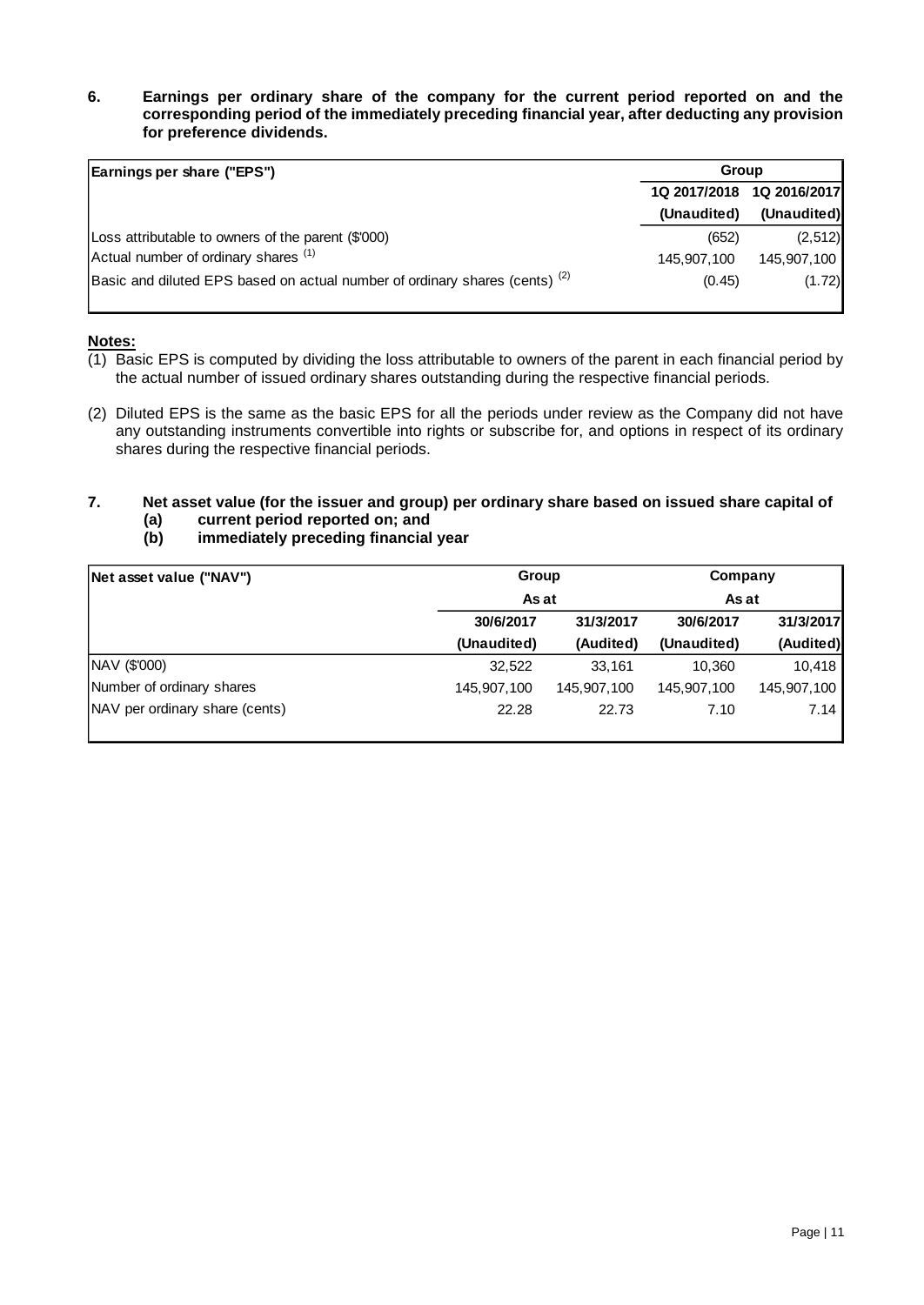**6. Earnings per ordinary share of the company for the current period reported on and the corresponding period of the immediately preceding financial year, after deducting any provision for preference dividends.**

| Earnings per share ("EPS") | Group | |
|---|---|---|
| | 1Q 2017/2018 | 1Q 2016/2017 |
| | (Unaudited) | (Unaudited) |
| Loss attributable to owners of the parent ($'000) | (652) | (2,512) |
| Actual number of ordinary shares [(1)] | 145,907,100 | 145,907,100 |
| Basic and diluted EPS based on actual number of ordinary shares (cents) [(2)] | (0.45) | (1.72) |

**Notes:**

(1) Basic EPS is computed by dividing the loss attributable to owners of the parent in each financial period by the actual number of issued ordinary shares outstanding during the respective financial periods.

(2) Diluted EPS is the same as the basic EPS for all the periods under review as the Company did not have any outstanding instruments convertible into rights or subscribe for, and options in respect of its ordinary shares during the respective financial periods.

**7. Net asset value (for the issuer and group) per ordinary share based on issued share capital of**
**(a) current period reported on; and**
**(b) immediately preceding financial year**

| Net asset value ("NAV") | Group | | Company | |
|---|---|---|---|---|
| | As at | | As at | |
| | 30/6/2017 | 31/3/2017 | 30/6/2017 | 31/3/2017 |
| | (Unaudited) | (Audited) | (Unaudited) | (Audited) |
| NAV ($'000) | 32,522 | 33,161 | 10,360 | 10,418 |
| Number of ordinary shares | 145,907,100 | 145,907,100 | 145,907,100 | 145,907,100 |
| NAV per ordinary share (cents) | 22.28 | 22.73 | 7.10 | 7.14 |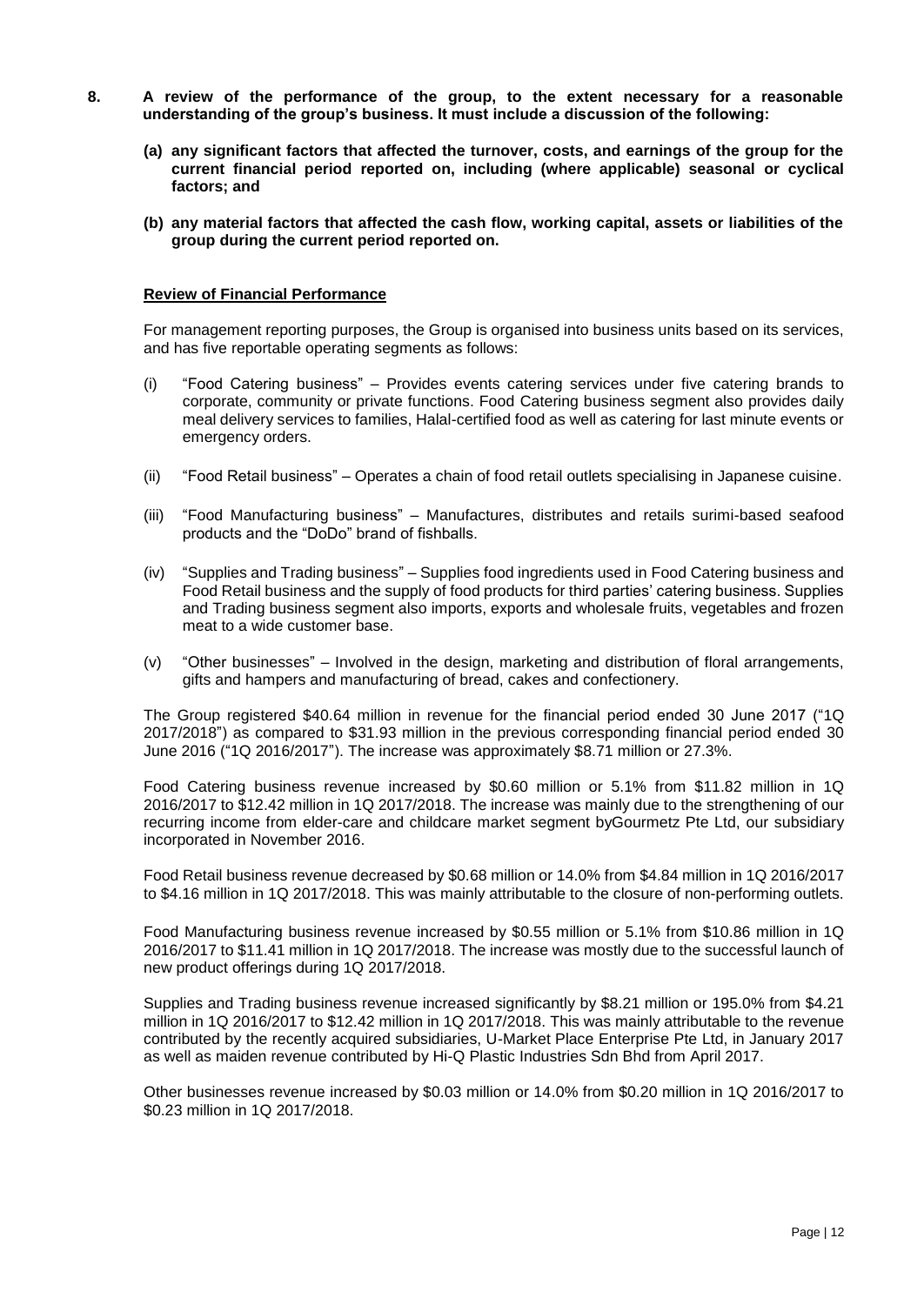**8. A review of the performance of the group, to the extent necessary for a reasonable understanding of the group's business. It must include a discussion of the following:**

**(a) any significant factors that affected the turnover, costs, and earnings of the group for the current financial period reported on, including (where applicable) seasonal or cyclical factors; and**

**(b) any material factors that affected the cash flow, working capital, assets or liabilities of the group during the current period reported on.**

**Review of Financial Performance**

For management reporting purposes, the Group is organised into business units based on its services, and has five reportable operating segments as follows:

(i) "Food Catering business" – Provides events catering services under five catering brands to corporate, community or private functions. Food Catering business segment also provides daily meal delivery services to families, Halal-certified food as well as catering for last minute events or emergency orders.

(ii) "Food Retail business" – Operates a chain of food retail outlets specialising in Japanese cuisine.

(iii) "Food Manufacturing business" – Manufactures, distributes and retails surimi-based seafood products and the "DoDo" brand of fishballs.

(iv) "Supplies and Trading business" – Supplies food ingredients used in Food Catering business and Food Retail business and the supply of food products for third parties' catering business. Supplies and Trading business segment also imports, exports and wholesale fruits, vegetables and frozen meat to a wide customer base.

(v) "Other businesses" – Involved in the design, marketing and distribution of floral arrangements, gifts and hampers and manufacturing of bread, cakes and confectionery.

The Group registered $40.64 million in revenue for the financial period ended 30 June 2017 ("1Q 2017/2018") as compared to $31.93 million in the previous corresponding financial period ended 30 June 2016 ("1Q 2016/2017"). The increase was approximately $8.71 million or 27.3%.

Food Catering business revenue increased by $0.60 million or 5.1% from $11.82 million in 1Q 2016/2017 to $12.42 million in 1Q 2017/2018. The increase was mainly due to the strengthening of our recurring income from elder-care and childcare market segment byGourmetz Pte Ltd, our subsidiary incorporated in November 2016.

Food Retail business revenue decreased by $0.68 million or 14.0% from $4.84 million in 1Q 2016/2017 to $4.16 million in 1Q 2017/2018. This was mainly attributable to the closure of non-performing outlets.

Food Manufacturing business revenue increased by $0.55 million or 5.1% from $10.86 million in 1Q 2016/2017 to $11.41 million in 1Q 2017/2018. The increase was mostly due to the successful launch of new product offerings during 1Q 2017/2018.

Supplies and Trading business revenue increased significantly by $8.21 million or 195.0% from $4.21 million in 1Q 2016/2017 to $12.42 million in 1Q 2017/2018. This was mainly attributable to the revenue contributed by the recently acquired subsidiaries, U-Market Place Enterprise Pte Ltd, in January 2017 as well as maiden revenue contributed by Hi-Q Plastic Industries Sdn Bhd from April 2017.

Other businesses revenue increased by $0.03 million or 14.0% from $0.20 million in 1Q 2016/2017 to $0.23 million in 1Q 2017/2018.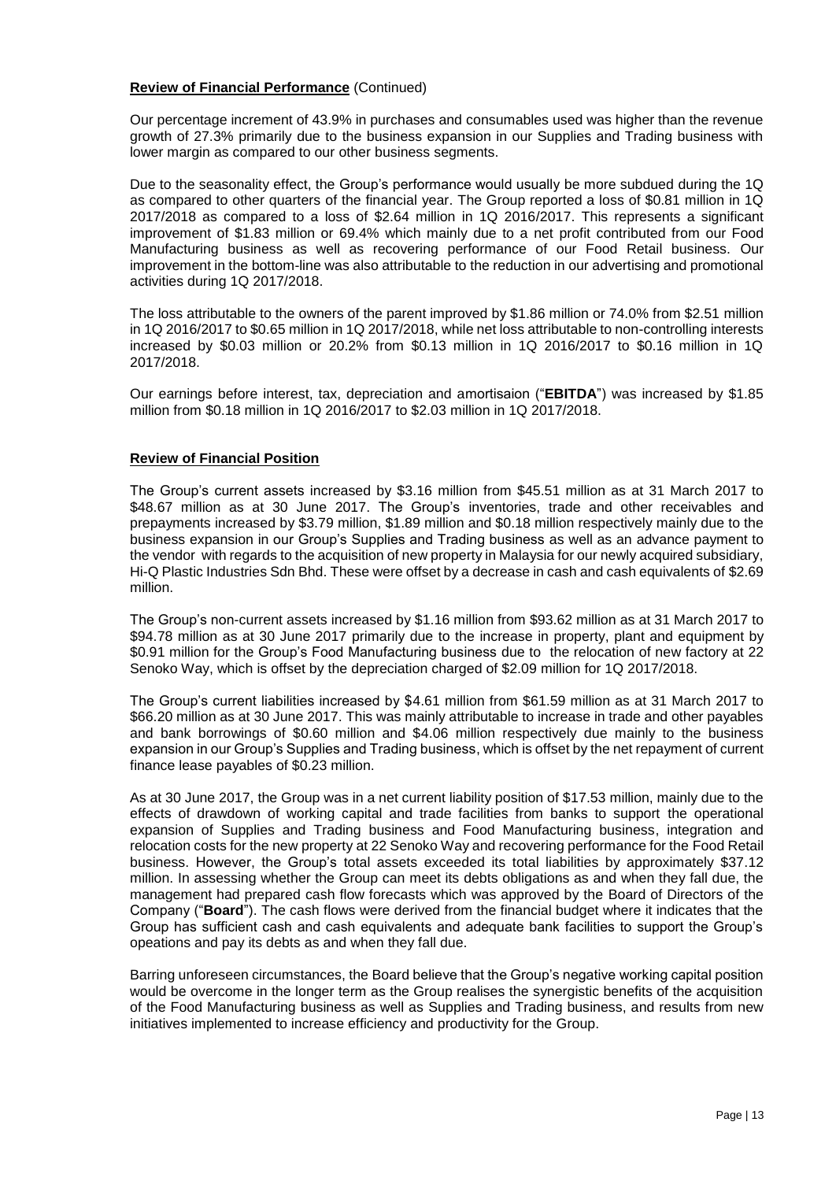**Review of Financial Performance** (Continued)

Our percentage increment of 43.9% in purchases and consumables used was higher than the revenue growth of 27.3% primarily due to the business expansion in our Supplies and Trading business with lower margin as compared to our other business segments.

Due to the seasonality effect, the Group's performance would usually be more subdued during the 1Q as compared to other quarters of the financial year. The Group reported a loss of $0.81 million in 1Q 2017/2018 as compared to a loss of $2.64 million in 1Q 2016/2017. This represents a significant improvement of $1.83 million or 69.4% which mainly due to a net profit contributed from our Food Manufacturing business as well as recovering performance of our Food Retail business. Our improvement in the bottom-line was also attributable to the reduction in our advertising and promotional activities during 1Q 2017/2018.

The loss attributable to the owners of the parent improved by $1.86 million or 74.0% from $2.51 million in 1Q 2016/2017 to $0.65 million in 1Q 2017/2018, while net loss attributable to non-controlling interests increased by $0.03 million or 20.2% from $0.13 million in 1Q 2016/2017 to $0.16 million in 1Q 2017/2018.

Our earnings before interest, tax, depreciation and amortisaion ("**EBITDA**") was increased by $1.85 million from $0.18 million in 1Q 2016/2017 to $2.03 million in 1Q 2017/2018.

**Review of Financial Position**

The Group's current assets increased by $3.16 million from $45.51 million as at 31 March 2017 to $48.67 million as at 30 June 2017. The Group's inventories, trade and other receivables and prepayments increased by $3.79 million, $1.89 million and $0.18 million respectively mainly due to the business expansion in our Group's Supplies and Trading business as well as an advance payment to the vendor with regards to the acquisition of new property in Malaysia for our newly acquired subsidiary, Hi-Q Plastic Industries Sdn Bhd. These were offset by a decrease in cash and cash equivalents of $2.69 million.

The Group's non-current assets increased by $1.16 million from $93.62 million as at 31 March 2017 to $94.78 million as at 30 June 2017 primarily due to the increase in property, plant and equipment by $0.91 million for the Group's Food Manufacturing business due to the relocation of new factory at 22 Senoko Way, which is offset by the depreciation charged of $2.09 million for 1Q 2017/2018.

The Group's current liabilities increased by $4.61 million from $61.59 million as at 31 March 2017 to $66.20 million as at 30 June 2017. This was mainly attributable to increase in trade and other payables and bank borrowings of $0.60 million and $4.06 million respectively due mainly to the business expansion in our Group's Supplies and Trading business, which is offset by the net repayment of current finance lease payables of $0.23 million.

As at 30 June 2017, the Group was in a net current liability position of $17.53 million, mainly due to the effects of drawdown of working capital and trade facilities from banks to support the operational expansion of Supplies and Trading business and Food Manufacturing business, integration and relocation costs for the new property at 22 Senoko Way and recovering performance for the Food Retail business. However, the Group's total assets exceeded its total liabilities by approximately $37.12 million. In assessing whether the Group can meet its debts obligations as and when they fall due, the management had prepared cash flow forecasts which was approved by the Board of Directors of the Company ("**Board**"). The cash flows were derived from the financial budget where it indicates that the Group has sufficient cash and cash equivalents and adequate bank facilities to support the Group's opeations and pay its debts as and when they fall due.

Barring unforeseen circumstances, the Board believe that the Group's negative working capital position would be overcome in the longer term as the Group realises the synergistic benefits of the acquisition of the Food Manufacturing business as well as Supplies and Trading business, and results from new initiatives implemented to increase efficiency and productivity for the Group.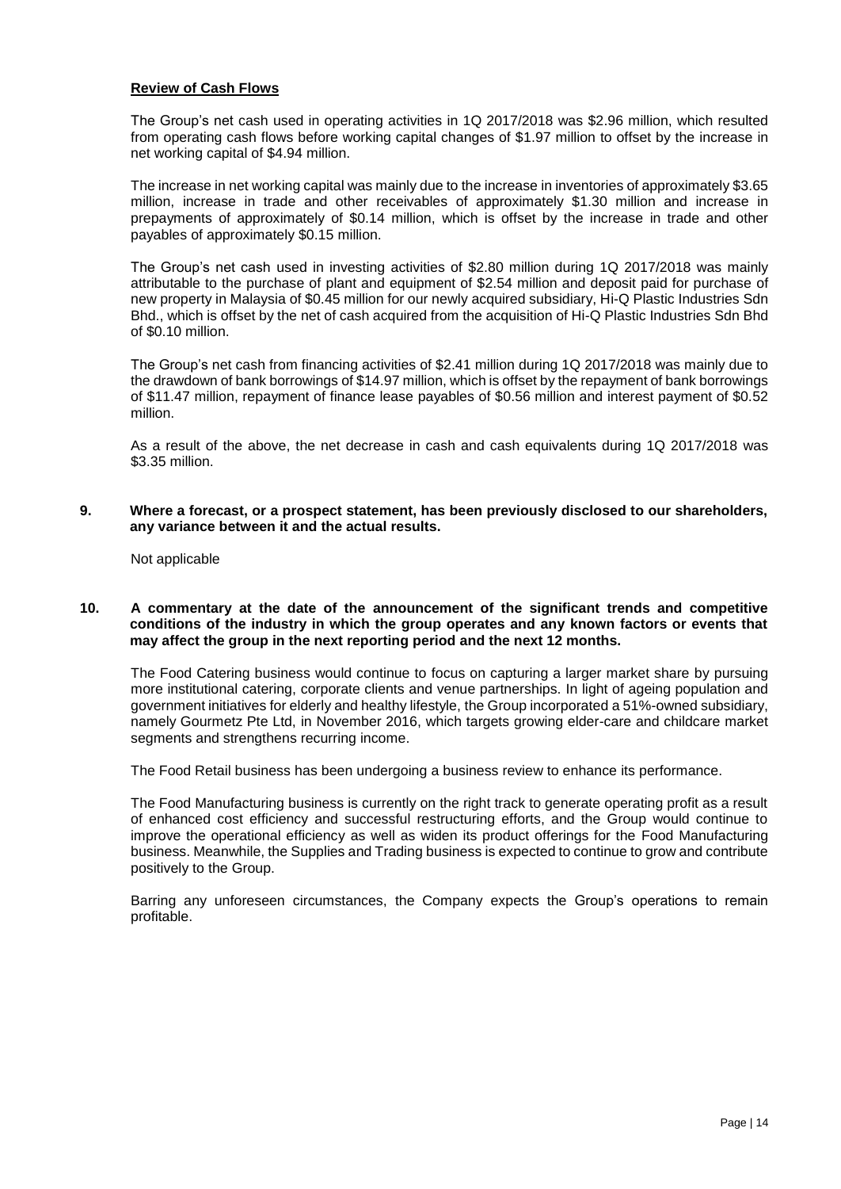**Review of Cash Flows**

The Group's net cash used in operating activities in 1Q 2017/2018 was $2.96 million, which resulted from operating cash flows before working capital changes of $1.97 million to offset by the increase in net working capital of $4.94 million.

The increase in net working capital was mainly due to the increase in inventories of approximately $3.65 million, increase in trade and other receivables of approximately $1.30 million and increase in prepayments of approximately of $0.14 million, which is offset by the increase in trade and other payables of approximately $0.15 million.

The Group's net cash used in investing activities of $2.80 million during 1Q 2017/2018 was mainly attributable to the purchase of plant and equipment of $2.54 million and deposit paid for purchase of new property in Malaysia of $0.45 million for our newly acquired subsidiary, Hi-Q Plastic Industries Sdn Bhd., which is offset by the net of cash acquired from the acquisition of Hi-Q Plastic Industries Sdn Bhd of $0.10 million.

The Group's net cash from financing activities of $2.41 million during 1Q 2017/2018 was mainly due to the drawdown of bank borrowings of $14.97 million, which is offset by the repayment of bank borrowings of $11.47 million, repayment of finance lease payables of $0.56 million and interest payment of $0.52 million.

As a result of the above, the net decrease in cash and cash equivalents during 1Q 2017/2018 was $3.35 million.

**9. Where a forecast, or a prospect statement, has been previously disclosed to our shareholders, any variance between it and the actual results.**

Not applicable

**10. A commentary at the date of the announcement of the significant trends and competitive conditions of the industry in which the group operates and any known factors or events that may affect the group in the next reporting period and the next 12 months.**

The Food Catering business would continue to focus on capturing a larger market share by pursuing more institutional catering, corporate clients and venue partnerships. In light of ageing population and government initiatives for elderly and healthy lifestyle, the Group incorporated a 51%-owned subsidiary, namely Gourmetz Pte Ltd, in November 2016, which targets growing elder-care and childcare market segments and strengthens recurring income.

The Food Retail business has been undergoing a business review to enhance its performance.

The Food Manufacturing business is currently on the right track to generate operating profit as a result of enhanced cost efficiency and successful restructuring efforts, and the Group would continue to improve the operational efficiency as well as widen its product offerings for the Food Manufacturing business. Meanwhile, the Supplies and Trading business is expected to continue to grow and contribute positively to the Group.

Barring any unforeseen circumstances, the Company expects the Group's operations to remain profitable.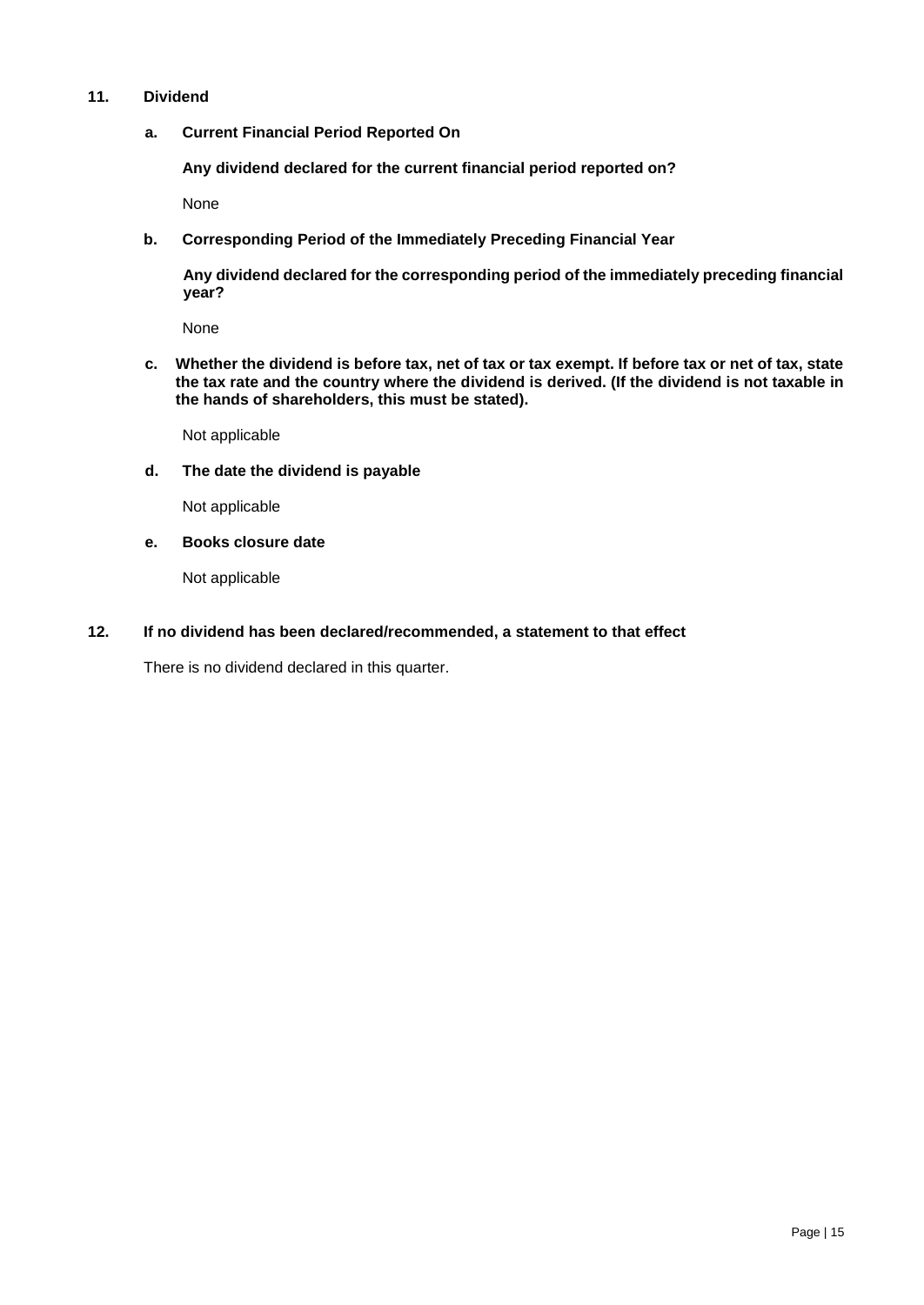## 11. Dividend

### a. Current Financial Period Reported On

**Any dividend declared for the current financial period reported on?**

None

### b. Corresponding Period of the Immediately Preceding Financial Year

**Any dividend declared for the corresponding period of the immediately preceding financial year?**

None

### c. Whether the dividend is before tax, net of tax or tax exempt. If before tax or net of tax, state the tax rate and the country where the dividend is derived. (If the dividend is not taxable in the hands of shareholders, this must be stated).

Not applicable

### d. The date the dividend is payable

Not applicable

### e. Books closure date

Not applicable

## 12. If no dividend has been declared/recommended, a statement to that effect

There is no dividend declared in this quarter.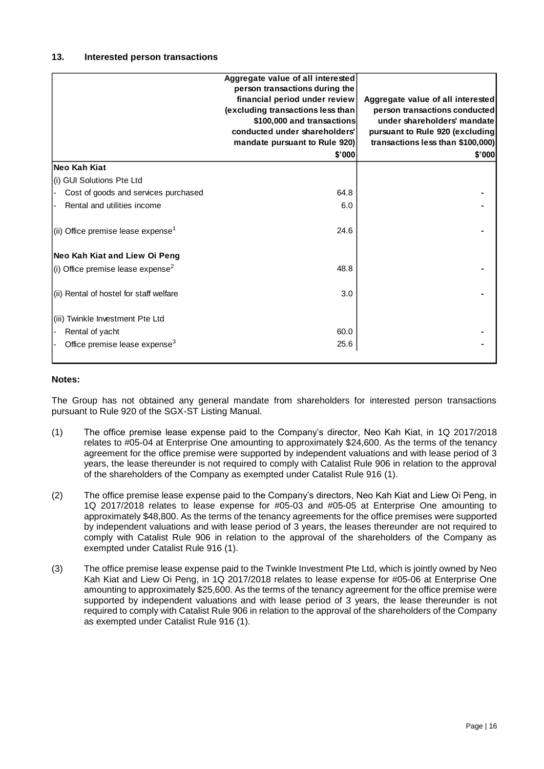## 13. Interested person transactions

| | Aggregate value of all interested person transactions during the financial period under review (excluding transactions less than \$100,000 and transactions conducted under shareholders' mandate pursuant to Rule 920) | Aggregate value of all interested person transactions conducted under shareholders' mandate pursuant to Rule 920 (excluding transactions less than \$100,000) |
|---|---|---|
| | $'000 | $'000 |
| **Neo Kah Kiat** | | |
| (i) GUI Solutions Pte Ltd | | |
| - Cost of goods and services purchased | 64.8 | - |
| - Rental and utilities income | 6.0 | - |
| (ii) Office premise lease expense[1] | 24.6 | - |
| **Neo Kah Kiat and Liew Oi Peng** | | |
| (i) Office premise lease expense[2] | 48.8 | - |
| (ii) Rental of hostel for staff welfare | 3.0 | - |
| (iii) Twinkle Investment Pte Ltd | | |
| - Rental of yacht | 60.0 | - |
| - Office premise lease expense[3] | 25.6 | - |

**Notes:**

The Group has not obtained any general mandate from shareholders for interested person transactions pursuant to Rule 920 of the SGX-ST Listing Manual.

(1) The office premise lease expense paid to the Company's director, Neo Kah Kiat, in 1Q 2017/2018 relates to #05-04 at Enterprise One amounting to approximately $24,600. As the terms of the tenancy agreement for the office premise were supported by independent valuations and with lease period of 3 years, the lease thereunder is not required to comply with Catalist Rule 906 in relation to the approval of the shareholders of the Company as exempted under Catalist Rule 916 (1).

(2) The office premise lease expense paid to the Company's directors, Neo Kah Kiat and Liew Oi Peng, in 1Q 2017/2018 relates to lease expense for #05-03 and #05-05 at Enterprise One amounting to approximately $48,800. As the terms of the tenancy agreements for the office premises were supported by independent valuations and with lease period of 3 years, the leases thereunder are not required to comply with Catalist Rule 906 in relation to the approval of the shareholders of the Company as exempted under Catalist Rule 916 (1).

(3) The office premise lease expense paid to the Twinkle Investment Pte Ltd, which is jointly owned by Neo Kah Kiat and Liew Oi Peng, in 1Q 2017/2018 relates to lease expense for #05-06 at Enterprise One amounting to approximately $25,600. As the terms of the tenancy agreement for the office premise were supported by independent valuations and with lease period of 3 years, the lease thereunder is not required to comply with Catalist Rule 906 in relation to the approval of the shareholders of the Company as exempted under Catalist Rule 916 (1).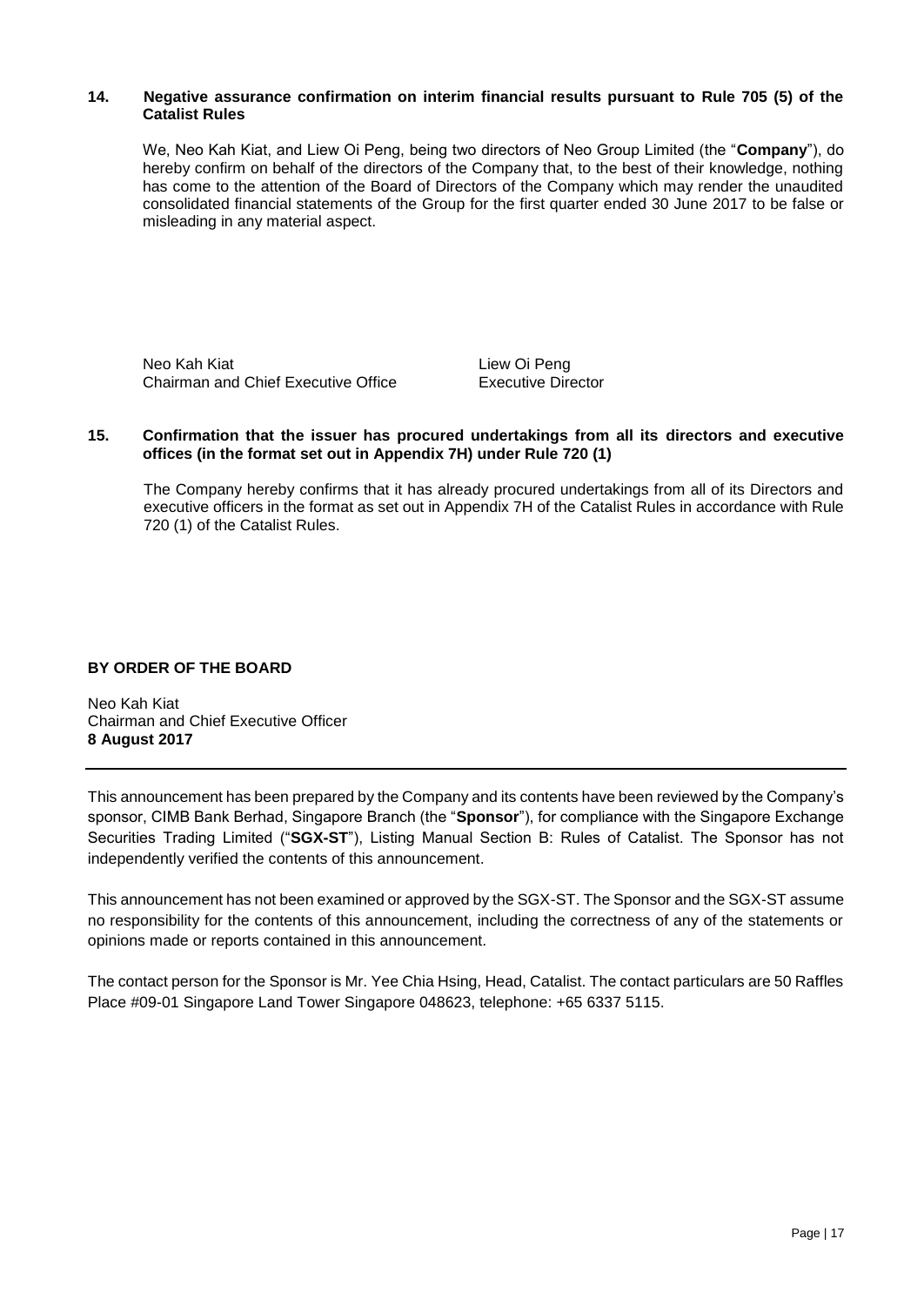**14. Negative assurance confirmation on interim financial results pursuant to Rule 705 (5) of the Catalist Rules**

We, Neo Kah Kiat, and Liew Oi Peng, being two directors of Neo Group Limited (the "**Company**"), do hereby confirm on behalf of the directors of the Company that, to the best of their knowledge, nothing has come to the attention of the Board of Directors of the Company which may render the unaudited consolidated financial statements of the Group for the first quarter ended 30 June 2017 to be false or misleading in any material aspect.

| | |
|---|---|
| Neo Kah Kiat<br>Chairman and Chief Executive Office | Liew Oi Peng<br>Executive Director |

**15. Confirmation that the issuer has procured undertakings from all its directors and executive offices (in the format set out in Appendix 7H) under Rule 720 (1)**

The Company hereby confirms that it has already procured undertakings from all of its Directors and executive officers in the format as set out in Appendix 7H of the Catalist Rules in accordance with Rule 720 (1) of the Catalist Rules.

**BY ORDER OF THE BOARD**

Neo Kah Kiat
Chairman and Chief Executive Officer
**8 August 2017**

---

This announcement has been prepared by the Company and its contents have been reviewed by the Company's sponsor, CIMB Bank Berhad, Singapore Branch (the "**Sponsor**"), for compliance with the Singapore Exchange Securities Trading Limited ("**SGX-ST**"), Listing Manual Section B: Rules of Catalist. The Sponsor has not independently verified the contents of this announcement.

This announcement has not been examined or approved by the SGX-ST. The Sponsor and the SGX-ST assume no responsibility for the contents of this announcement, including the correctness of any of the statements or opinions made or reports contained in this announcement.

The contact person for the Sponsor is Mr. Yee Chia Hsing, Head, Catalist. The contact particulars are 50 Raffles Place #09-01 Singapore Land Tower Singapore 048623, telephone: +65 6337 5115.